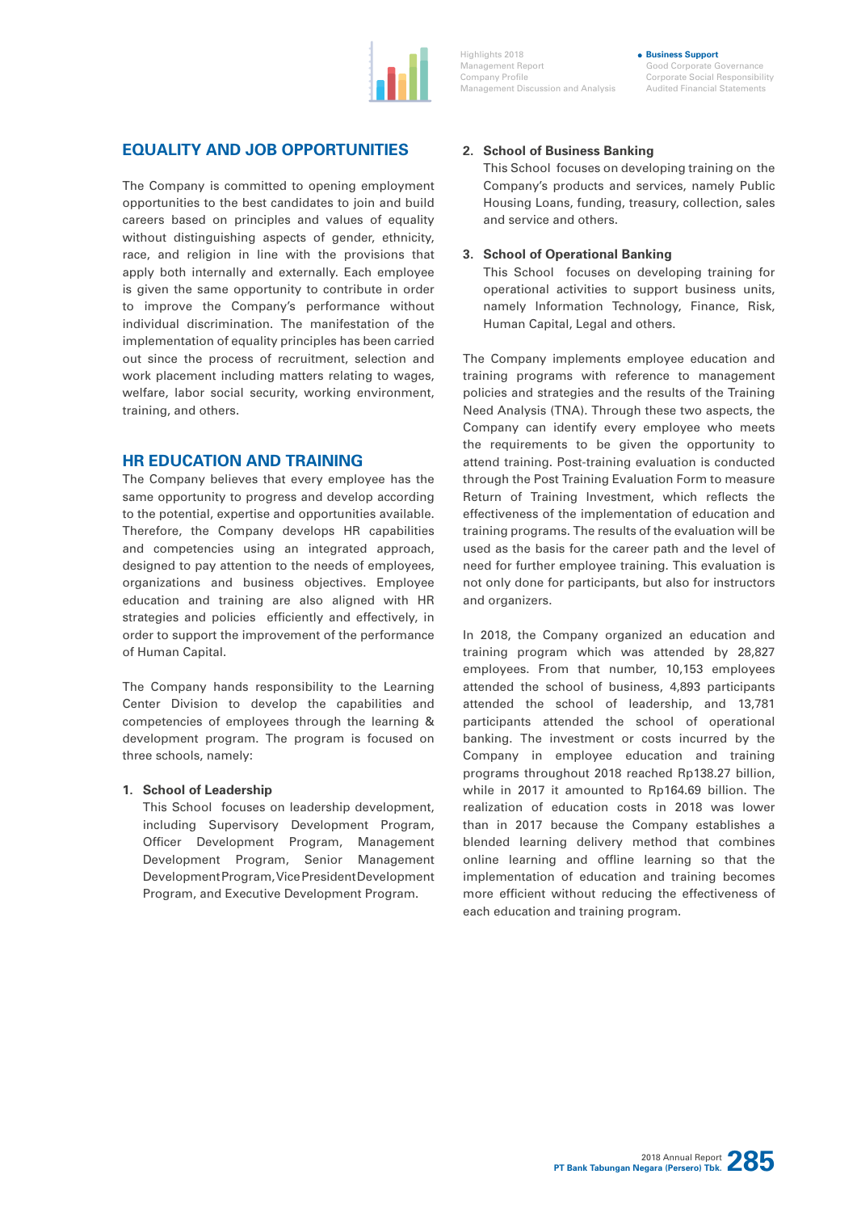## EQUALITY AND JOB OPPORTUNITIES

The Company is committed to opening employment opportunities to the best candidates to join and build careers based on principles and values of equality without distinguishing aspects of gender, ethnicity, race, and religion in line with the provisions that apply both internally and externally. Each employee is given the same opportunity to contribute in order to improve the Company's performance without individual discrimination. The manifestation of the implementation of equality principles has been carried out since the process of recruitment, selection and work placement including matters relating to wages, welfare, labor social security, working environment, training, and others.

## HR EDUCATION AND TRAINING

The Company believes that every employee has the same opportunity to progress and develop according to the potential, expertise and opportunities available. Therefore, the Company develops HR capabilities and competencies using an integrated approach, designed to pay attention to the needs of employees, organizations and business objectives. Employee education and training are also aligned with HR strategies and policies efficiently and effectively, in order to support the improvement of the performance of Human Capital.

The Company hands responsibility to the Learning Center Division to develop the capabilities and competencies of employees through the learning & development program. The program is focused on three schools, namely:

1. **School of Leadership**
   This School focuses on leadership development, including Supervisory Development Program, Officer Development Program, Management Development Program, Senior Management Development Program, Vice President Development Program, and Executive Development Program.

2. **School of Business Banking**
   This School focuses on developing training on the Company's products and services, namely Public Housing Loans, funding, treasury, collection, sales and service and others.

3. **School of Operational Banking**
   This School focuses on developing training for operational activities to support business units, namely Information Technology, Finance, Risk, Human Capital, Legal and others.

The Company implements employee education and training programs with reference to management policies and strategies and the results of the Training Need Analysis (TNA). Through these two aspects, the Company can identify every employee who meets the requirements to be given the opportunity to attend training. Post-training evaluation is conducted through the Post Training Evaluation Form to measure Return of Training Investment, which reflects the effectiveness of the implementation of education and training programs. The results of the evaluation will be used as the basis for the career path and the level of need for further employee training. This evaluation is not only done for participants, but also for instructors and organizers.

In 2018, the Company organized an education and training program which was attended by 28,827 employees. From that number, 10,153 employees attended the school of business, 4,893 participants attended the school of leadership, and 13,781 participants attended the school of operational banking. The investment or costs incurred by the Company in employee education and training programs throughout 2018 reached Rp138.27 billion, while in 2017 it amounted to Rp164.69 billion. The realization of education costs in 2018 was lower than in 2017 because the Company establishes a blended learning delivery method that combines online learning and offline learning so that the implementation of education and training becomes more efficient without reducing the effectiveness of each education and training program.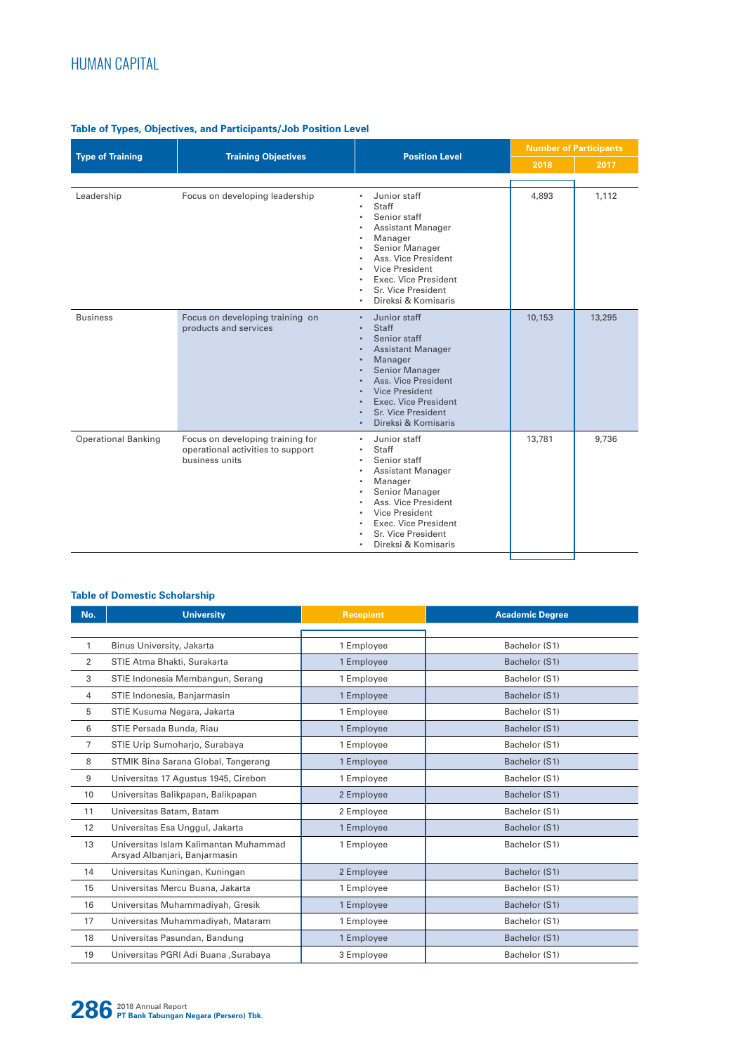## HUMAN CAPITAL

### Table of Types, Objectives, and Participants/Job Position Level

| Type of Training | Training Objectives | Position Level | Number of Participants | |
|---|---|---|---|---|
| | | | 2018 | 2017 |
| Leadership | Focus on developing leadership | • Junior staff<br>• Staff<br>• Senior staff<br>• Assistant Manager<br>• Manager<br>• Senior Manager<br>• Ass. Vice President<br>• Vice President<br>• Exec. Vice President<br>• Sr. Vice President<br>• Direksi & Komisaris | 4,893 | 1,112 |
| Business | Focus on developing training on products and services | • Junior staff<br>• Staff<br>• Senior staff<br>• Assistant Manager<br>• Manager<br>• Senior Manager<br>• Ass. Vice President<br>• Vice President<br>• Exec. Vice President<br>• Sr. Vice President<br>• Direksi & Komisaris | 10,153 | 13,295 |
| Operational Banking | Focus on developing training for operational activities to support business units | • Junior staff<br>• Staff<br>• Senior staff<br>• Assistant Manager<br>• Manager<br>• Senior Manager<br>• Ass. Vice President<br>• Vice President<br>• Exec. Vice President<br>• Sr. Vice President<br>• Direksi & Komisaris | 13,781 | 9,736 |

### Table of Domestic Scholarship

| No. | University | Recepient | Academic Degree |
|---|---|---|---|
| 1 | Binus University, Jakarta | 1 Employee | Bachelor (S1) |
| 2 | STIE Atma Bhakti, Surakarta | 1 Employee | Bachelor (S1) |
| 3 | STIE Indonesia Membangun, Serang | 1 Employee | Bachelor (S1) |
| 4 | STIE Indonesia, Banjarmasin | 1 Employee | Bachelor (S1) |
| 5 | STIE Kusuma Negara, Jakarta | 1 Employee | Bachelor (S1) |
| 6 | STIE Persada Bunda, Riau | 1 Employee | Bachelor (S1) |
| 7 | STIE Urip Sumoharjo, Surabaya | 1 Employee | Bachelor (S1) |
| 8 | STMIK Bina Sarana Global, Tangerang | 1 Employee | Bachelor (S1) |
| 9 | Universitas 17 Agustus 1945, Cirebon | 1 Employee | Bachelor (S1) |
| 10 | Universitas Balikpapan, Balikpapan | 2 Employee | Bachelor (S1) |
| 11 | Universitas Batam, Batam | 2 Employee | Bachelor (S1) |
| 12 | Universitas Esa Unggul, Jakarta | 1 Employee | Bachelor (S1) |
| 13 | Universitas Islam Kalimantan Muhammad Arsyad Albanjari, Banjarmasin | 1 Employee | Bachelor (S1) |
| 14 | Universitas Kuningan, Kuningan | 2 Employee | Bachelor (S1) |
| 15 | Universitas Mercu Buana, Jakarta | 1 Employee | Bachelor (S1) |
| 16 | Universitas Muhammadiyah, Gresik | 1 Employee | Bachelor (S1) |
| 17 | Universitas Muhammadiyah, Mataram | 1 Employee | Bachelor (S1) |
| 18 | Universitas Pasundan, Bandung | 1 Employee | Bachelor (S1) |
| 19 | Universitas PGRI Adi Buana ,Surabaya | 3 Employee | Bachelor (S1) |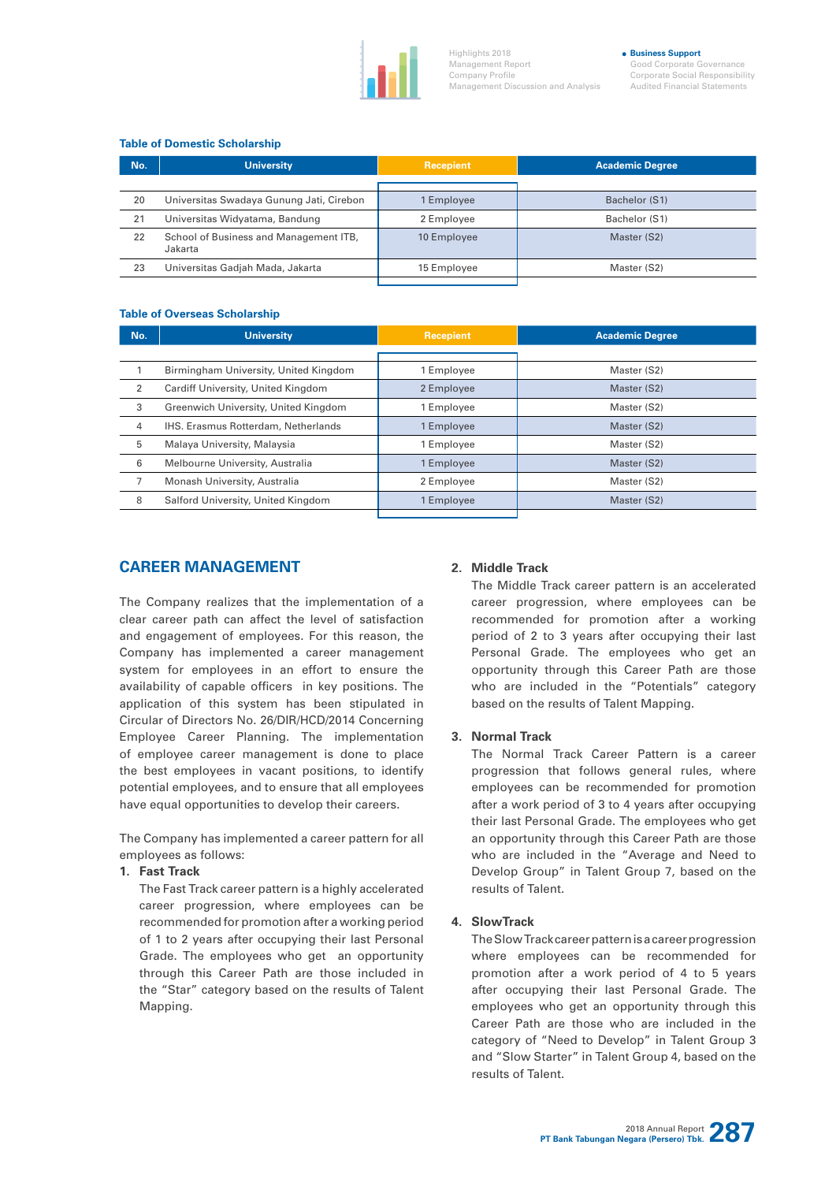**Table of Domestic Scholarship**

| No. | University | Recepient | Academic Degree |
|---|---|---|---|
| 20 | Universitas Swadaya Gunung Jati, Cirebon | 1 Employee | Bachelor (S1) |
| 21 | Universitas Widyatama, Bandung | 2 Employee | Bachelor (S1) |
| 22 | School of Business and Management ITB, Jakarta | 10 Employee | Master (S2) |
| 23 | Universitas Gadjah Mada, Jakarta | 15 Employee | Master (S2) |

**Table of Overseas Scholarship**

| No. | University | Recepient | Academic Degree |
|---|---|---|---|
| 1 | Birmingham University, United Kingdom | 1 Employee | Master (S2) |
| 2 | Cardiff University, United Kingdom | 2 Employee | Master (S2) |
| 3 | Greenwich University, United Kingdom | 1 Employee | Master (S2) |
| 4 | IHS. Erasmus Rotterdam, Netherlands | 1 Employee | Master (S2) |
| 5 | Malaya University, Malaysia | 1 Employee | Master (S2) |
| 6 | Melbourne University, Australia | 1 Employee | Master (S2) |
| 7 | Monash University, Australia | 2 Employee | Master (S2) |
| 8 | Salford University, United Kingdom | 1 Employee | Master (S2) |

## CAREER MANAGEMENT

The Company realizes that the implementation of a clear career path can affect the level of satisfaction and engagement of employees. For this reason, the Company has implemented a career management system for employees in an effort to ensure the availability of capable officers in key positions. The application of this system has been stipulated in Circular of Directors No. 26/DIR/HCD/2014 Concerning Employee Career Planning. The implementation of employee career management is done to place the best employees in vacant positions, to identify potential employees, and to ensure that all employees have equal opportunities to develop their careers.

The Company has implemented a career pattern for all employees as follows:

1. **Fast Track**

   The Fast Track career pattern is a highly accelerated career progression, where employees can be recommended for promotion after a working period of 1 to 2 years after occupying their last Personal Grade. The employees who get an opportunity through this Career Path are those included in the "Star" category based on the results of Talent Mapping.

2. **Middle Track**

   The Middle Track career pattern is an accelerated career progression, where employees can be recommended for promotion after a working period of 2 to 3 years after occupying their last Personal Grade. The employees who get an opportunity through this Career Path are those who are included in the "Potentials" category based on the results of Talent Mapping.

3. **Normal Track**

   The Normal Track Career Pattern is a career progression that follows general rules, where employees can be recommended for promotion after a work period of 3 to 4 years after occupying their last Personal Grade. The employees who get an opportunity through this Career Path are those who are included in the "Average and Need to Develop Group" in Talent Group 7, based on the results of Talent.

4. **SlowTrack**

   The Slow Track career pattern is a career progression where employees can be recommended for promotion after a work period of 4 to 5 years after occupying their last Personal Grade. The employees who get an opportunity through this Career Path are those who are included in the category of "Need to Develop" in Talent Group 3 and "Slow Starter" in Talent Group 4, based on the results of Talent.